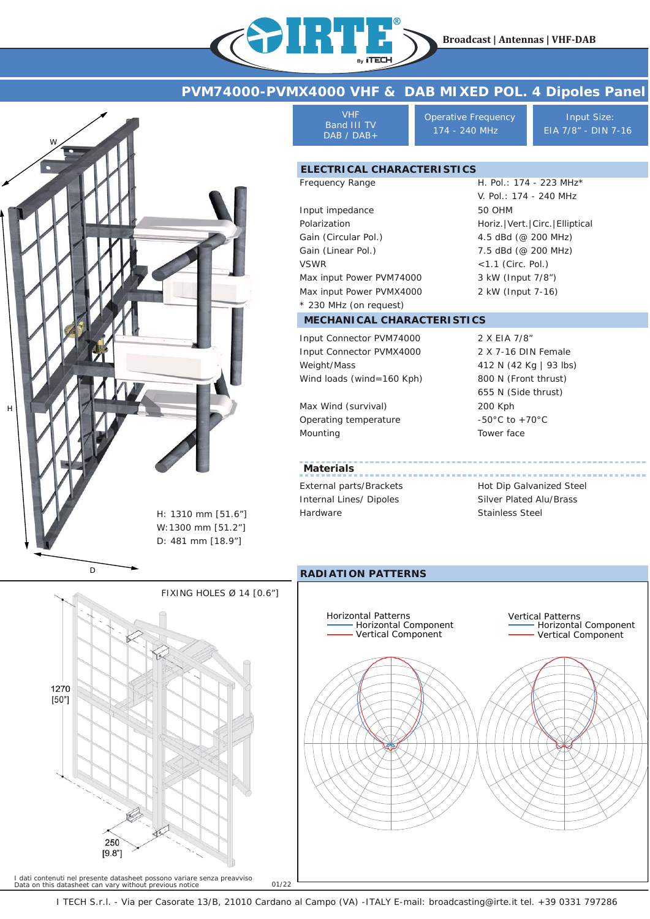Broadcast | Antennas | VHF-DAB

# PVM74000-PVMX4000 VHF & DAB MIXED POL. 4 Dipoles Panel

| VHF Band III TV DAB / DAB+ | Operative Frequency 174 - 240 MHz | Input Size: EIA 7/8" - DIN 7-16 |
|---|---|---|

## ELECTRICAL CHARACTERISTICS

| | |
|---|---|
| Frequency Range | H. Pol.: 174 - 223 MHz* |
| | V. Pol.: 174 - 240 MHz |
| Input impedance | 50 OHM |
| Polarization | Horiz.\|Vert.\|Circ.\|Elliptical |
| Gain (Circular Pol.) | 4.5 dBd (@ 200 MHz) |
| Gain (Linear Pol.) | 7.5 dBd (@ 200 MHz) |
| VSWR | <1.1 (Circ. Pol.) |
| Max input Power PVM74000 | 3 kW (Input 7/8") |
| Max input Power PVMX4000 | 2 kW (Input 7-16) |

* 230 MHz (on request)

## MECHANICAL CHARACTERISTICS

| | |
|---|---|
| Input Connector PVM74000 | 2 X EIA 7/8" |
| Input Connector PVMX4000 | 2 X 7-16 DIN Female |
| Weight/Mass | 412 N (42 Kg \| 93 lbs) |
| Wind loads (wind=160 Kph) | 800 N (Front thrust) |
| | 655 N (Side thrust) |
| Max Wind (survival) | 200 Kph |
| Operating temperature | -50°C to +70°C |
| Mounting | Tower face |

### Materials

| | |
|---|---|
| External parts/Brackets | Hot Dip Galvanized Steel |
| Internal Lines/ Dipoles | Silver Plated Alu/Brass |
| Hardware | Stainless Steel |

H: 1310 mm [51.6"]
W: 1300 mm [51.2"]
D: 481 mm [18.9"]

FIXING HOLES Ø 14 [0.6"]

1270 [50"]

250 [9.8"]

## RADIATION PATTERNS

Horizontal Patterns
- Horizontal Component
- Vertical Component

Vertical Patterns
- Horizontal Component
- Vertical Component

I dati contenuti nel presente datasheet possono variare senza preavviso
Data on this datasheet can vary without previous notice

01/22

I TECH S.r.l. - Via per Casorate 13/B, 21010 Cardano al Campo (VA) -ITALY E-mail: broadcasting@irte.it tel. +39 0331 797286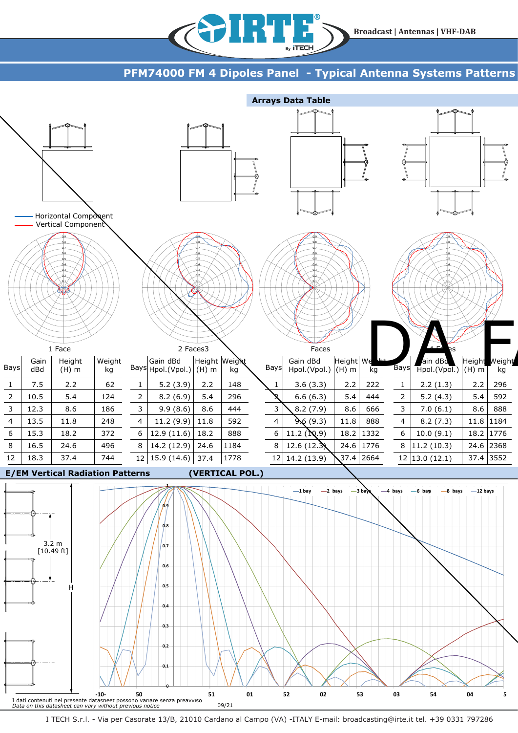Broadcast | Antennas | VHF-DAB

# PFM74000 FM 4 Dipoles Panel - Typical Antenna Systems Patterns

## Arrays Data Table

Horizontal Component
Vertical Component

DA FA

**1 Face**

| Bays | Gain dBd | Height (H) m | Weight kg |
|---|---|---|---|
| 1 | 7.5 | 2.2 | 62 |
| 2 | 10.5 | 5.4 | 124 |
| 3 | 12.3 | 8.6 | 186 |
| 4 | 13.5 | 11.8 | 248 |
| 6 | 15.3 | 18.2 | 372 |
| 8 | 16.5 | 24.6 | 496 |
| 12 | 18.3 | 37.4 | 744 |

**2 Faces3**

| Bays | Gain dBd Hpol.(Vpol.) | Height (H) m | Weight kg |
|---|---|---|---|
| 1 | 5.2 (3.9) | 2.2 | 148 |
| 2 | 8.2 (6.9) | 5.4 | 296 |
| 3 | 9.9 (8.6) | 8.6 | 444 |
| 4 | 11.2 (9.9) | 11.8 | 592 |
| 6 | 12.9 (11.6) | 18.2 | 888 |
| 8 | 14.2 (12.9) | 24.6 | 1184 |
| 12 | 15.9 (14.6) | 37.4 | 1778 |

**Faces**

| Bays | Gain dBd Hpol.(Vpol.) | Height (H) m | Weight kg |
|---|---|---|---|
| 1 | 3.6 (3.3) | 2.2 | 222 |
| 2 | 6.6 (6.3) | 5.4 | 444 |
| 3 | 8.2 (7.9) | 8.6 | 666 |
| 4 | 9.6 (9.3) | 11.8 | 888 |
| 6 | 11.2 (10.9) | 18.2 | 1332 |
| 8 | 12.6 (12.3) | 24.6 | 1776 |
| 12 | 14.2 (13.9) | 37.4 | 2664 |

**4 Faces**

| Bays | Gain dBd Hpol.(Vpol.) | Height (H) m | Weight kg |
|---|---|---|---|
| 1 | 2.2 (1.3) | 2.2 | 296 |
| 2 | 5.2 (4.3) | 5.4 | 592 |
| 3 | 7.0 (6.1) | 8.6 | 888 |
| 4 | 8.2 (7.3) | 11.8 | 1184 |
| 6 | 10.0 (9.1) | 18.2 | 1776 |
| 8 | 11.2 (10.3) | 24.6 | 2368 |
| 12 | 13.0 (12.1) | 37.4 | 3552 |

## E/EM Vertical Radiation Patterns (VERTICAL POL.)

3.2 m
[10.49 ft]

H

1 bay, 2 bays, 3 bays, 4 bays, 6 bays, 8 bays, 12 bays

1, 0.9, 0.8, 0.7, 0.6, 0.5, 0.4, 0.3, 0.2, 0.1, 0

-10- 50 51 01 52 02 53 03 54 04 5

I dati contenuti nel presente datasheet possono variare senza preavviso
*Data on this datasheet can vary without previous notice*

09/21

I TECH S.r.l. - Via per Casorate 13/B, 21010 Cardano al Campo (VA) -ITALY E-mail: broadcasting@irte.it tel. +39 0331 797286